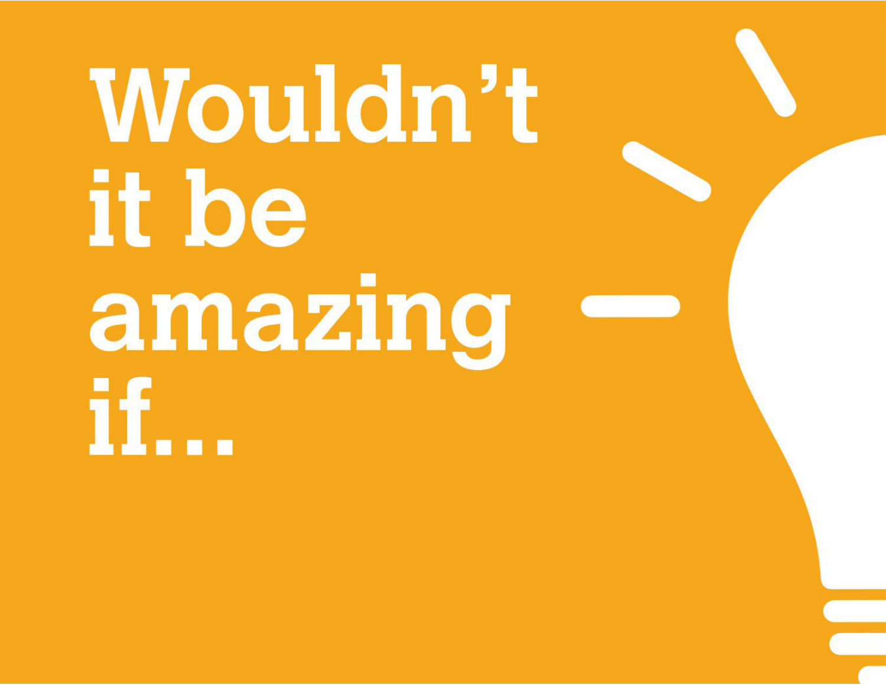# Wouldn't it be amazing if...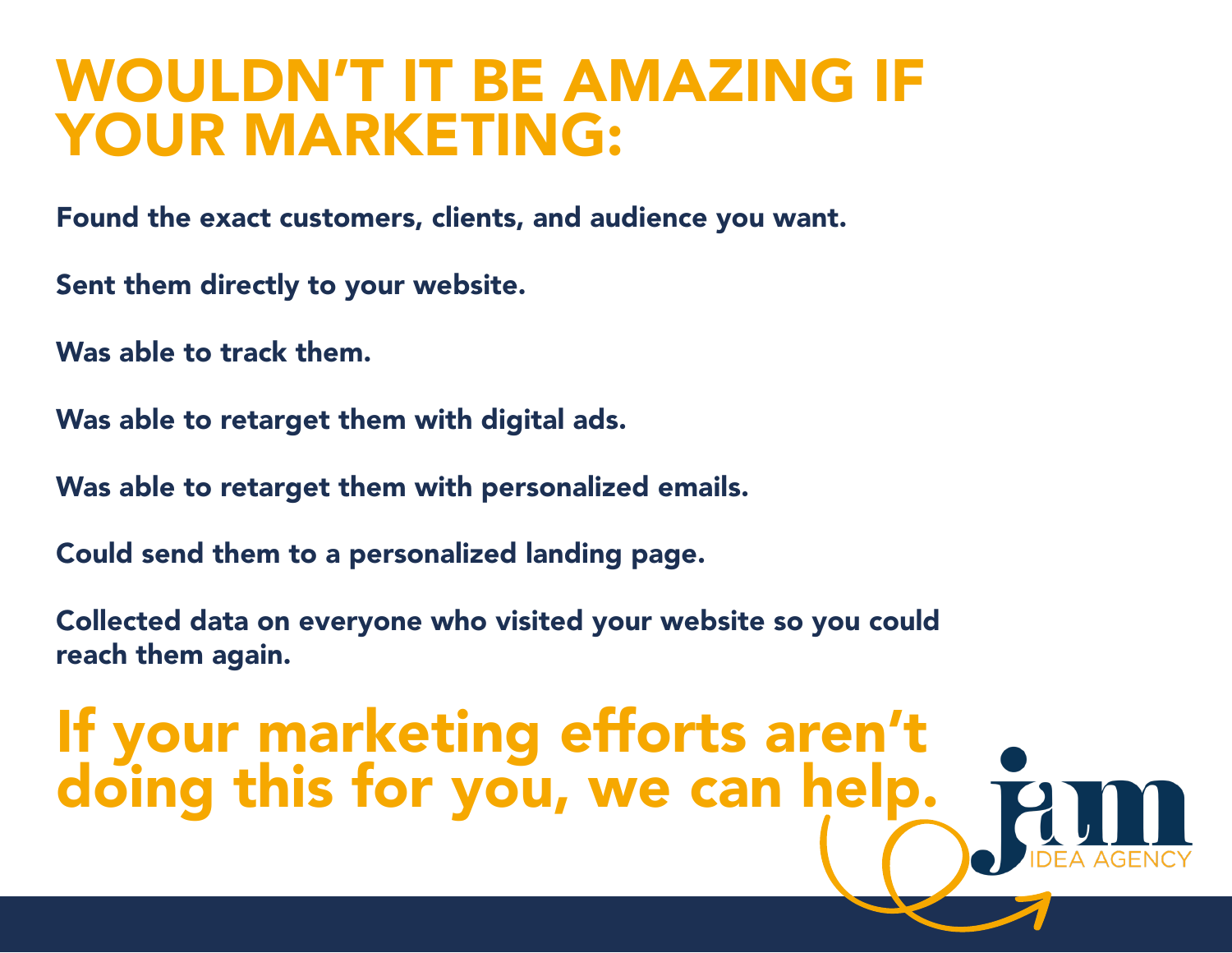# WOULDN'T IT BE AMAZING IF YOUR MARKETING:

**Found the exact customers, clients, and audience you want.**

**Sent them directly to your website.**

**Was able to track them.**

**Was able to retarget them with digital ads.**

**Was able to retarget them with personalized emails.**

**Could send them to a personalized landing page.**

**Collected data on everyone who visited your website so you could reach them again.**

## If your marketing efforts aren't doing this for you, we can help.

jam IDEA AGENCY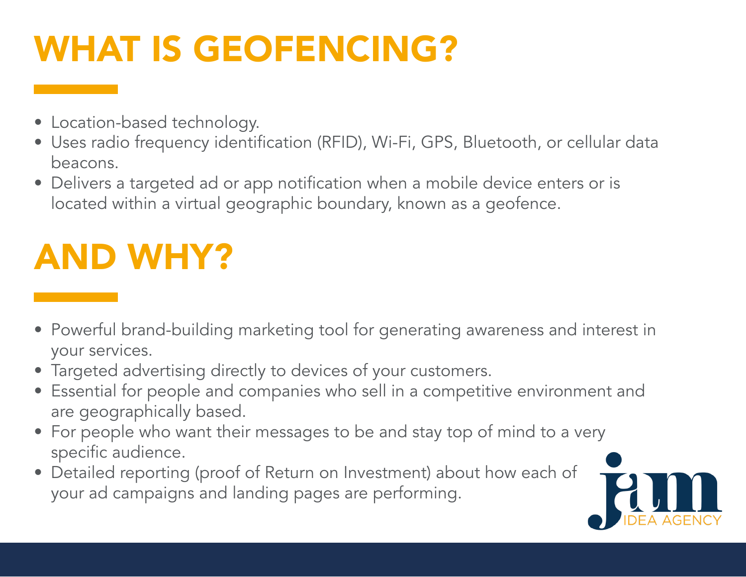# WHAT IS GEOFENCING?

- Location-based technology.
- Uses radio frequency identification (RFID), Wi-Fi, GPS, Bluetooth, or cellular data beacons.
- Delivers a targeted ad or app notification when a mobile device enters or is located within a virtual geographic boundary, known as a geofence.

# AND WHY?

- Powerful brand-building marketing tool for generating awareness and interest in your services.
- Targeted advertising directly to devices of your customers.
- Essential for people and companies who sell in a competitive environment and are geographically based.
- For people who want their messages to be and stay top of mind to a very specific audience.
- Detailed reporting (proof of Return on Investment) about how each of your ad campaigns and landing pages are performing.

jam IDEA AGENCY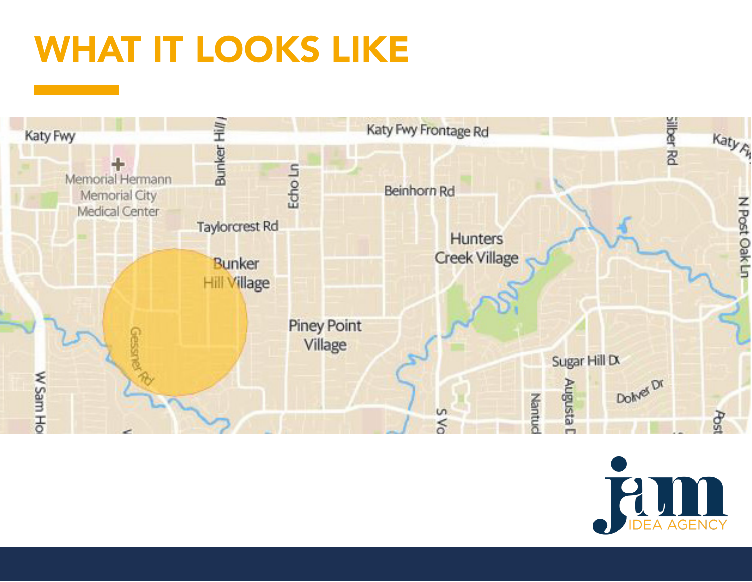# WHAT IT LOOKS LIKE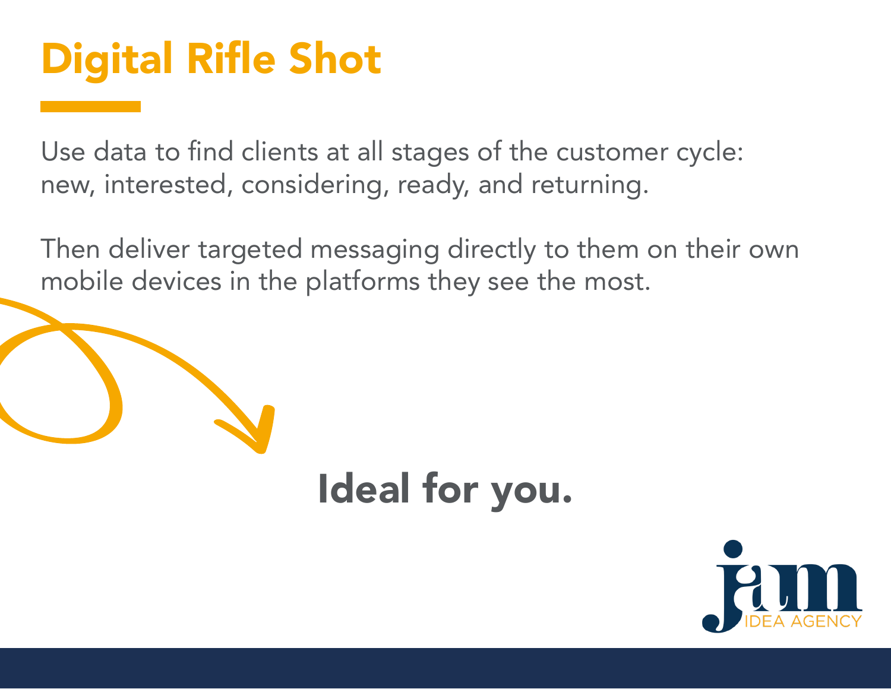# Digital Rifle Shot

Use data to find clients at all stages of the customer cycle: new, interested, considering, ready, and returning.

Then deliver targeted messaging directly to them on their own mobile devices in the platforms they see the most.

**Ideal for you.**

jam IDEA AGENCY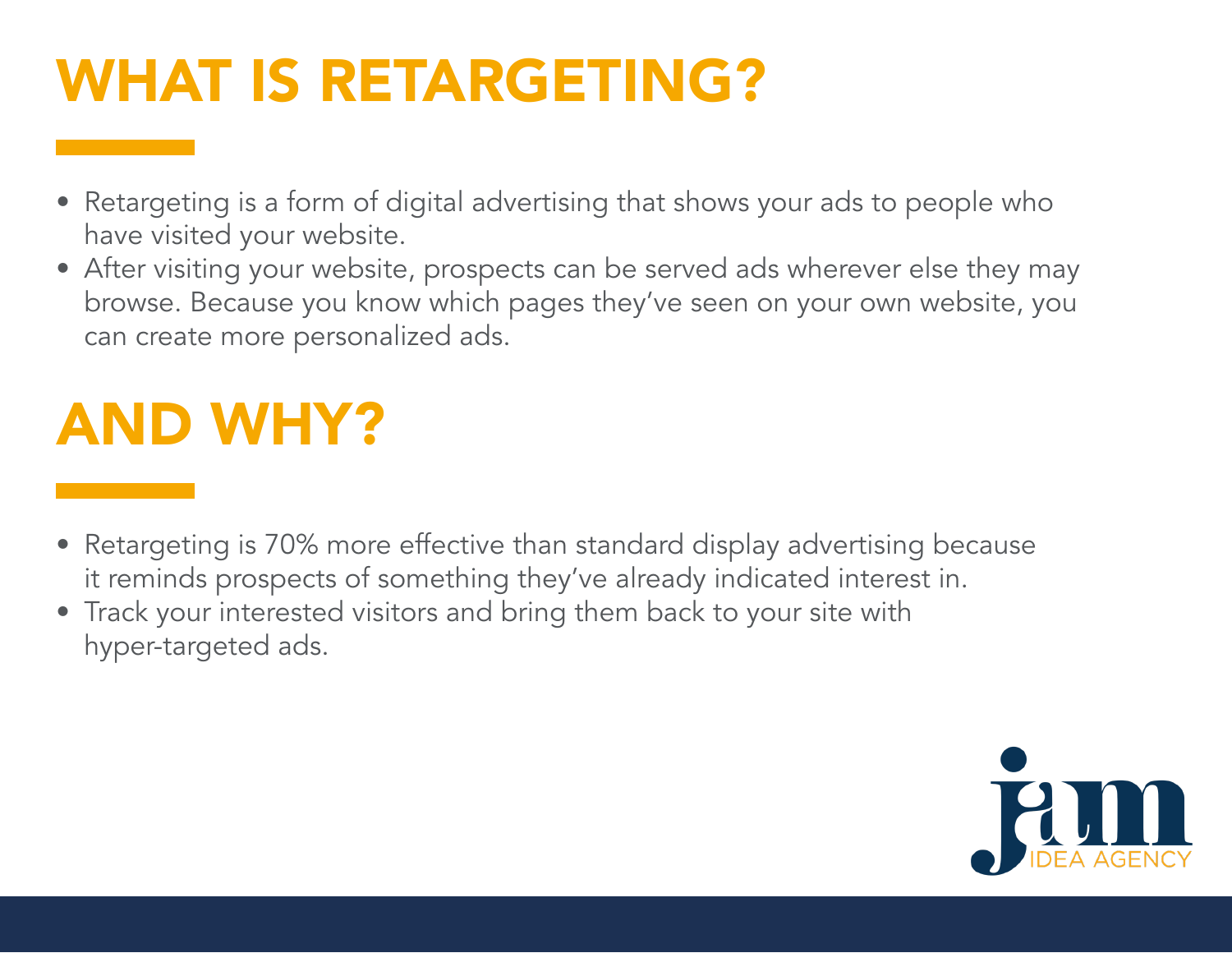# WHAT IS RETARGETING?

- Retargeting is a form of digital advertising that shows your ads to people who have visited your website.
- After visiting your website, prospects can be served ads wherever else they may browse. Because you know which pages they've seen on your own website, you can create more personalized ads.

# AND WHY?

- Retargeting is 70% more effective than standard display advertising because it reminds prospects of something they've already indicated interest in.
- Track your interested visitors and bring them back to your site with hyper-targeted ads.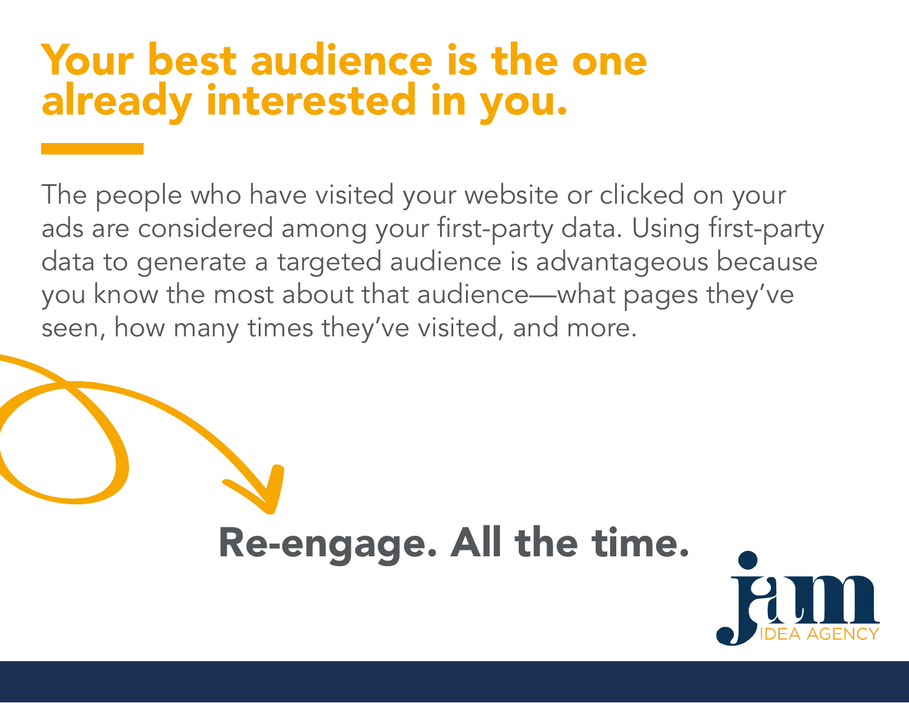# Your best audience is the one already interested in you.

The people who have visited your website or clicked on your ads are considered among your first-party data. Using first-party data to generate a targeted audience is advantageous because you know the most about that audience—what pages they've seen, how many times they've visited, and more.

**Re-engage. All the time.**

jam IDEA AGENCY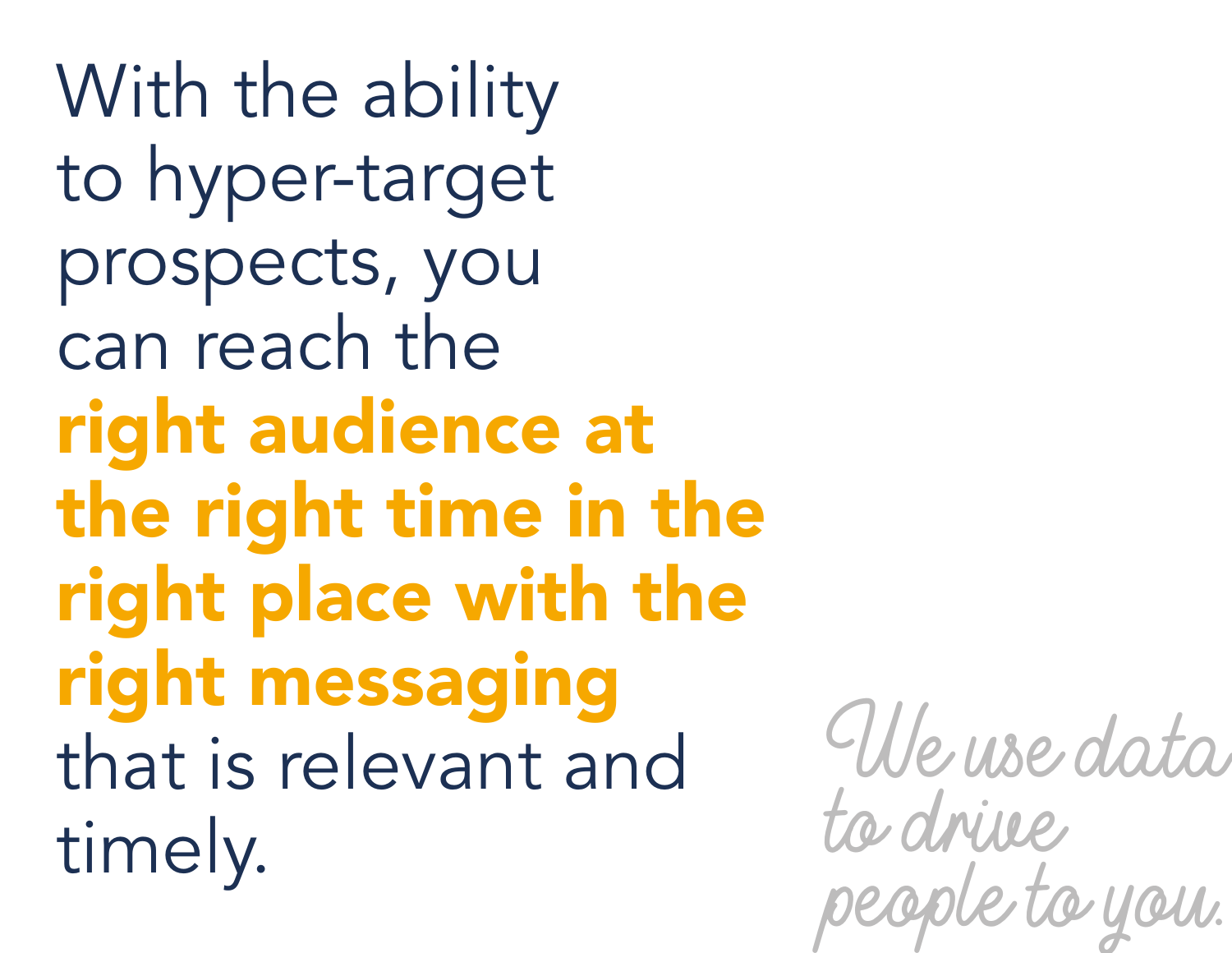With the ability to hyper-target prospects, you can reach the **right audience at the right time in the right place with the right messaging** that is relevant and timely.

*We use data to drive people to you.*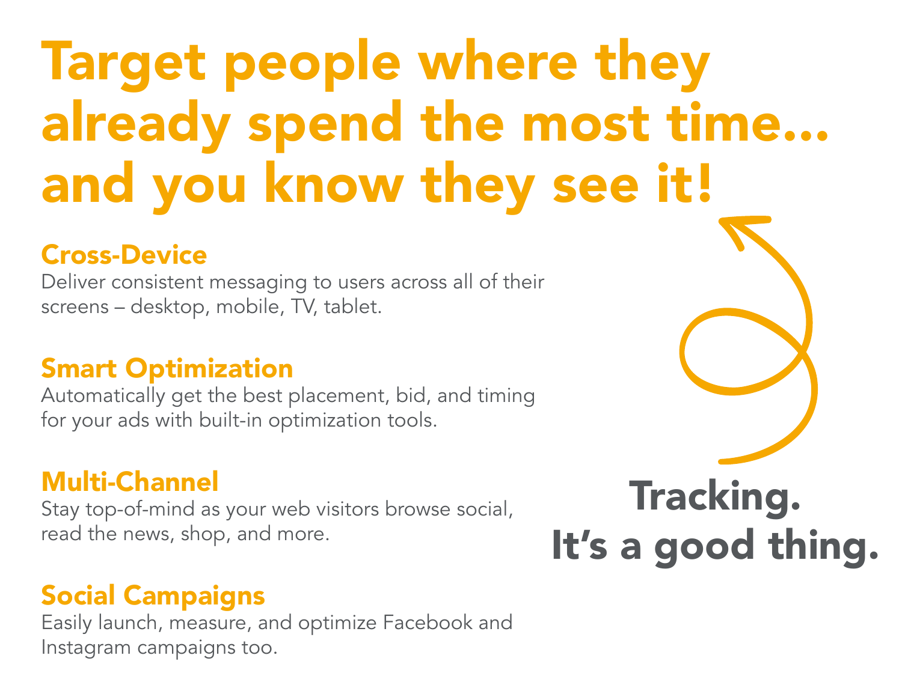# Target people where they already spend the most time... and you know they see it!

### Cross-Device

Deliver consistent messaging to users across all of their screens – desktop, mobile, TV, tablet.

### Smart Optimization

Automatically get the best placement, bid, and timing for your ads with built-in optimization tools.

### Multi-Channel

Stay top-of-mind as your web visitors browse social, read the news, shop, and more.

### Social Campaigns

Easily launch, measure, and optimize Facebook and Instagram campaigns too.

**Tracking. It's a good thing.**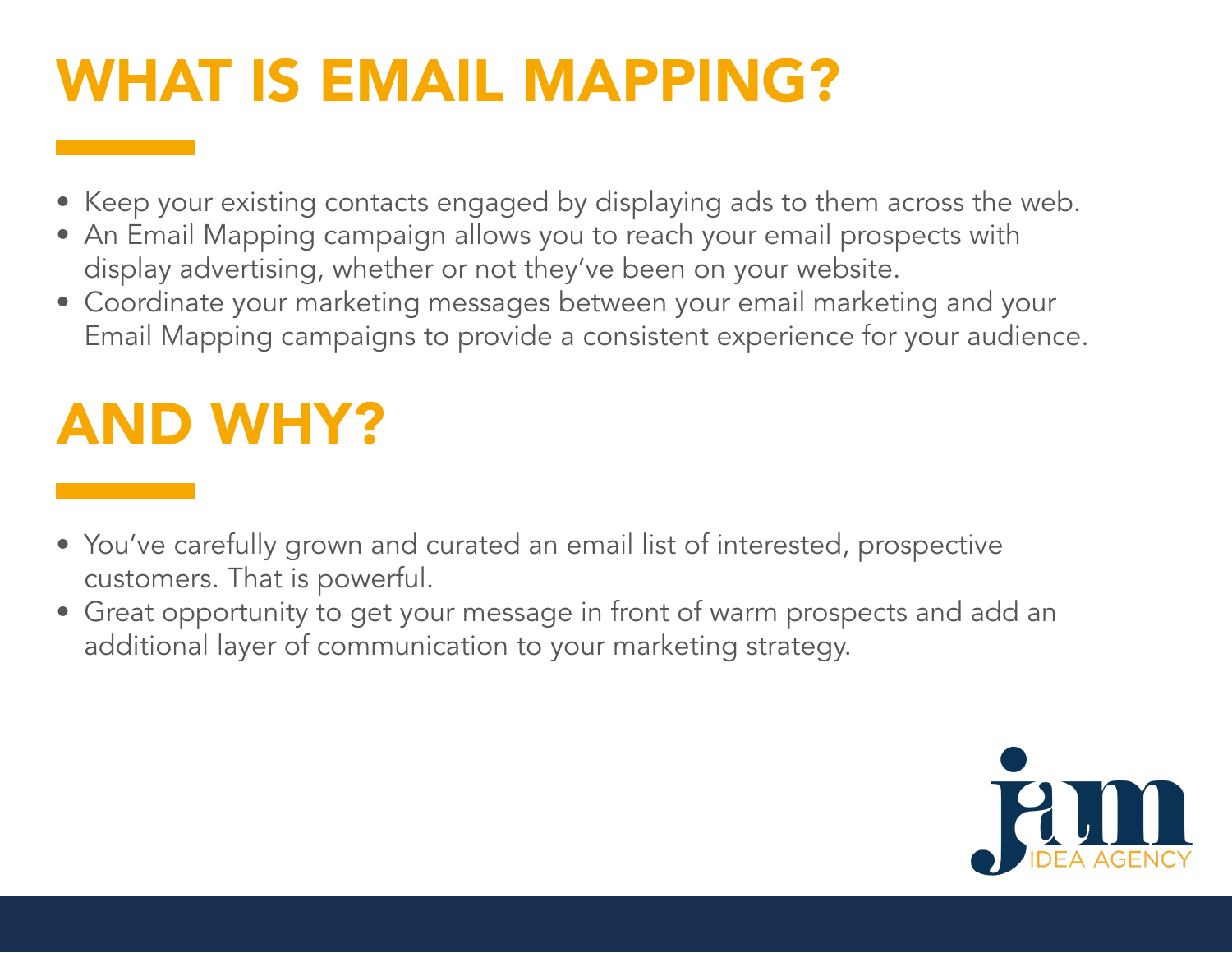# WHAT IS EMAIL MAPPING?

- Keep your existing contacts engaged by displaying ads to them across the web.
- An Email Mapping campaign allows you to reach your email prospects with display advertising, whether or not they've been on your website.
- Coordinate your marketing messages between your email marketing and your Email Mapping campaigns to provide a consistent experience for your audience.

# AND WHY?

- You've carefully grown and curated an email list of interested, prospective customers. That is powerful.
- Great opportunity to get your message in front of warm prospects and add an additional layer of communication to your marketing strategy.

jam IDEA AGENCY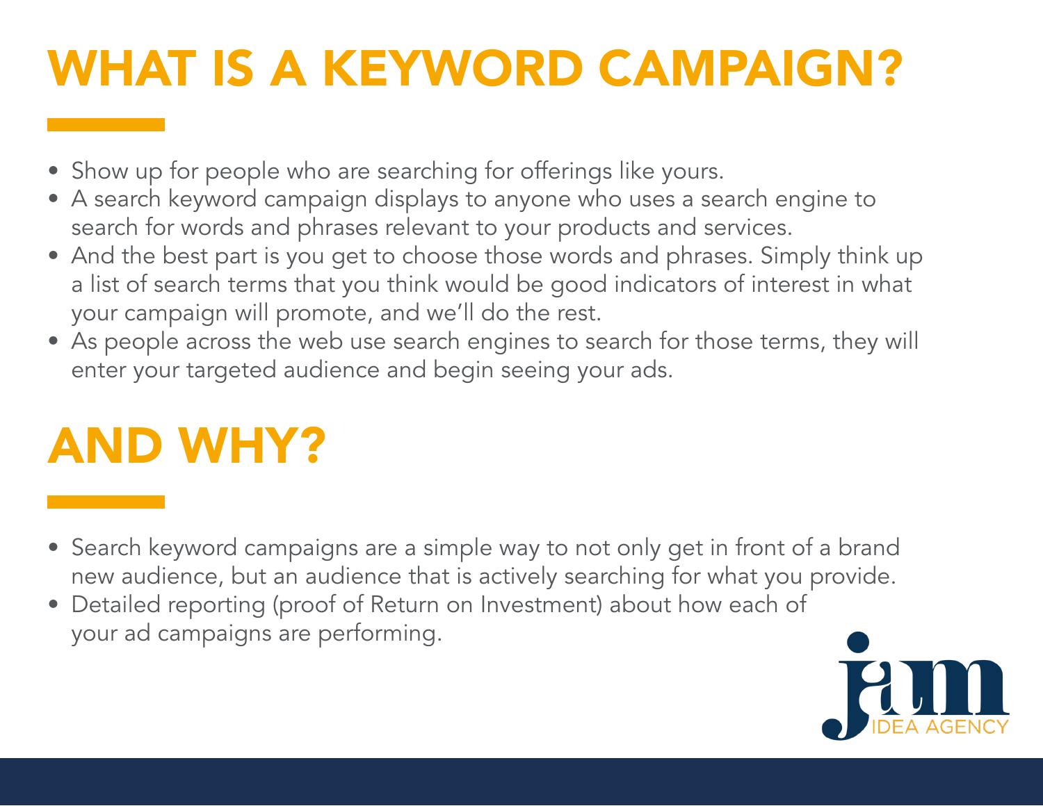# WHAT IS A KEYWORD CAMPAIGN?

- Show up for people who are searching for offerings like yours.
- A search keyword campaign displays to anyone who uses a search engine to search for words and phrases relevant to your products and services.
- And the best part is you get to choose those words and phrases. Simply think up a list of search terms that you think would be good indicators of interest in what your campaign will promote, and we'll do the rest.
- As people across the web use search engines to search for those terms, they will enter your targeted audience and begin seeing your ads.

# AND WHY?

- Search keyword campaigns are a simple way to not only get in front of a brand new audience, but an audience that is actively searching for what you provide.
- Detailed reporting (proof of Return on Investment) about how each of your ad campaigns are performing.

jam IDEA AGENCY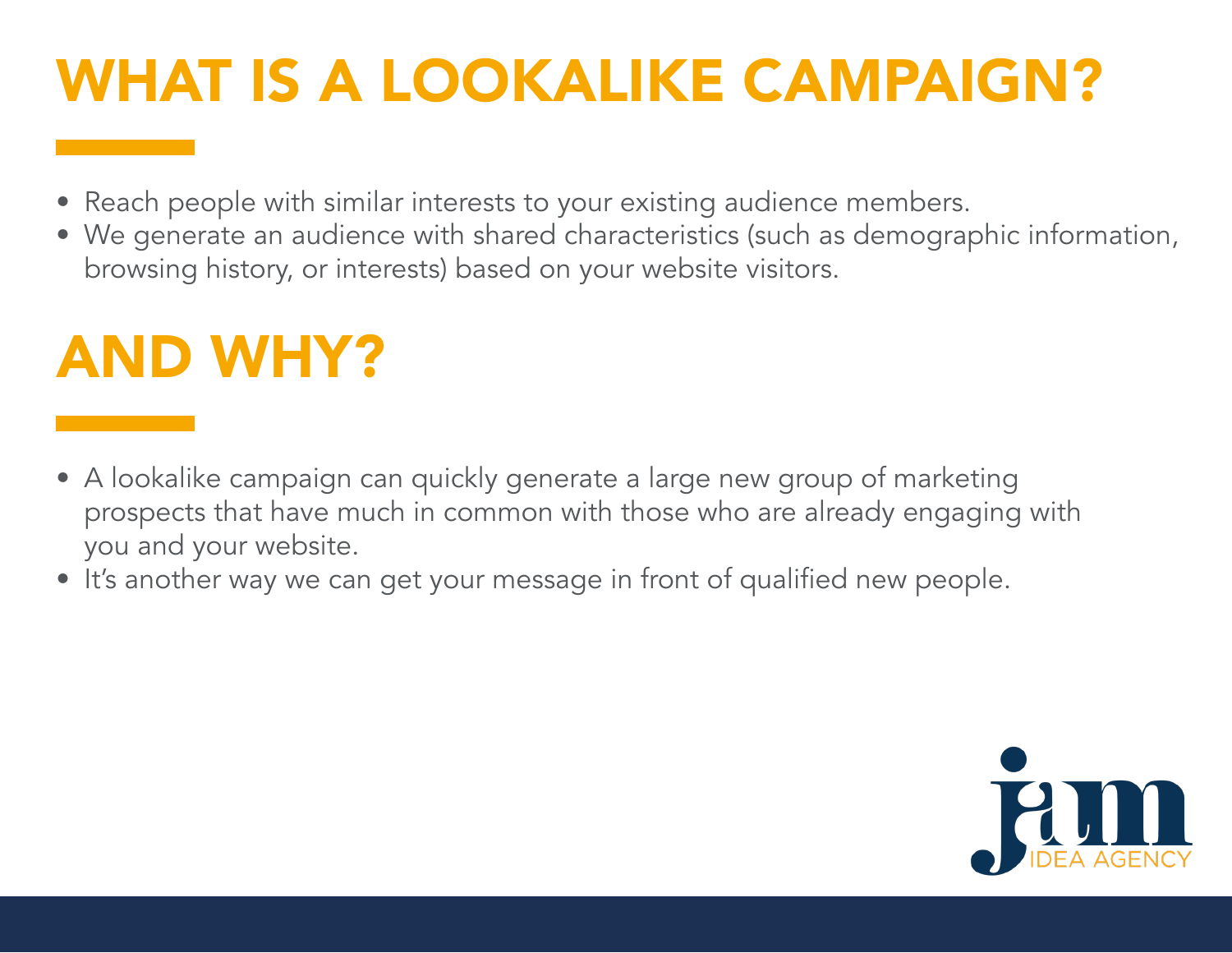# WHAT IS A LOOKALIKE CAMPAIGN?

- Reach people with similar interests to your existing audience members.
- We generate an audience with shared characteristics (such as demographic information, browsing history, or interests) based on your website visitors.

# AND WHY?

- A lookalike campaign can quickly generate a large new group of marketing prospects that have much in common with those who are already engaging with you and your website.
- It's another way we can get your message in front of qualified new people.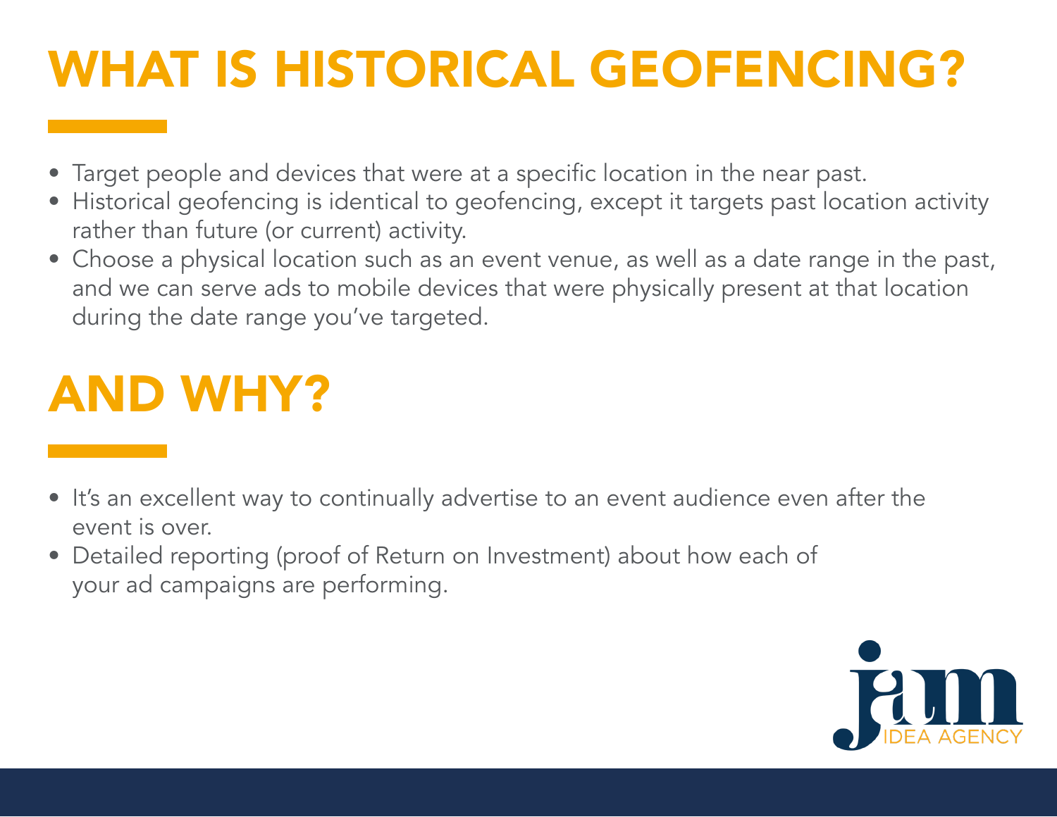# WHAT IS HISTORICAL GEOFENCING?

- Target people and devices that were at a specific location in the near past.
- Historical geofencing is identical to geofencing, except it targets past location activity rather than future (or current) activity.
- Choose a physical location such as an event venue, as well as a date range in the past, and we can serve ads to mobile devices that were physically present at that location during the date range you've targeted.

# AND WHY?

- It's an excellent way to continually advertise to an event audience even after the event is over.
- Detailed reporting (proof of Return on Investment) about how each of your ad campaigns are performing.

jam IDEA AGENCY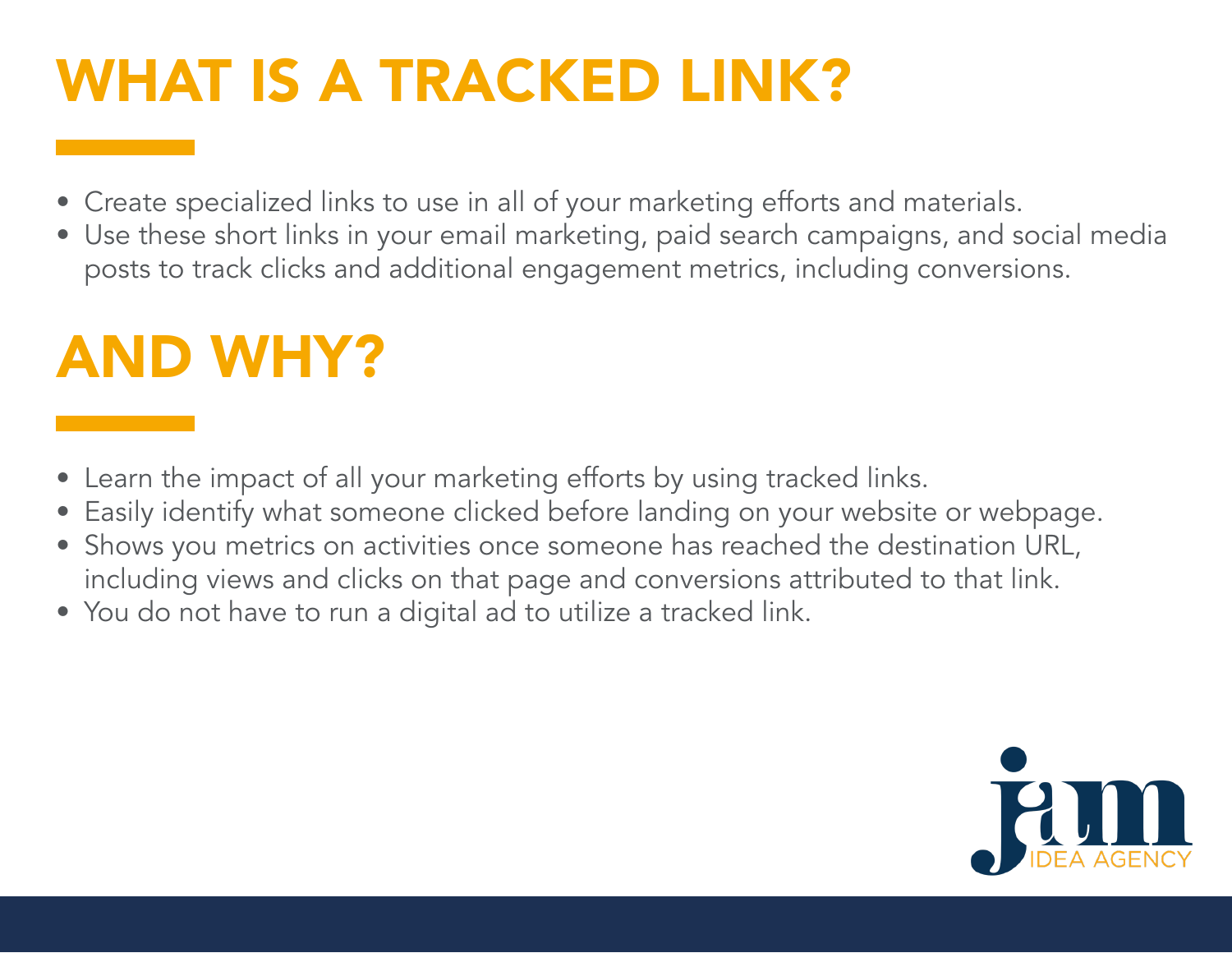# WHAT IS A TRACKED LINK?

- Create specialized links to use in all of your marketing efforts and materials.
- Use these short links in your email marketing, paid search campaigns, and social media posts to track clicks and additional engagement metrics, including conversions.

# AND WHY?

- Learn the impact of all your marketing efforts by using tracked links.
- Easily identify what someone clicked before landing on your website or webpage.
- Shows you metrics on activities once someone has reached the destination URL, including views and clicks on that page and conversions attributed to that link.
- You do not have to run a digital ad to utilize a tracked link.

jam IDEA AGENCY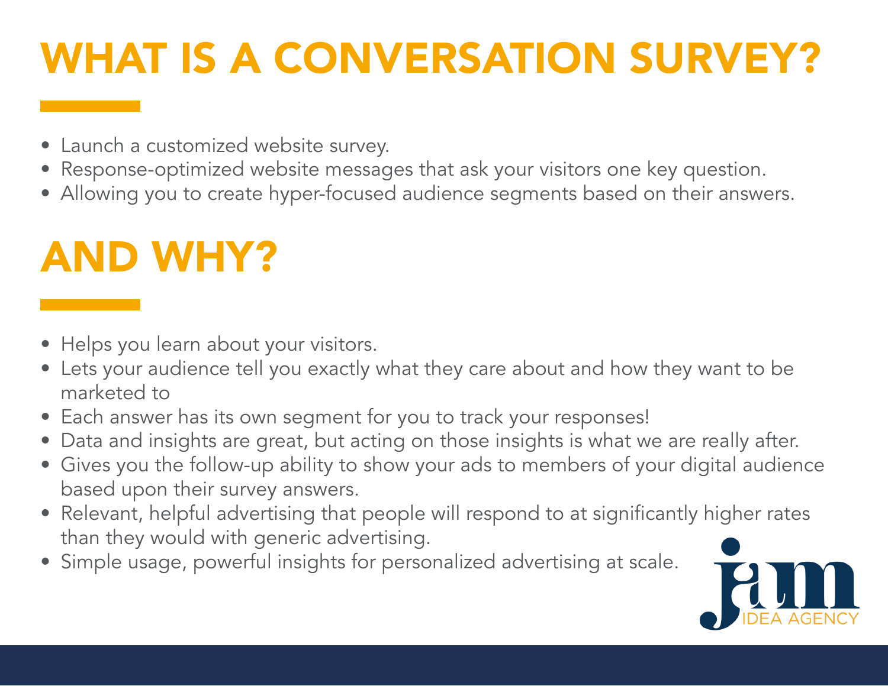# WHAT IS A CONVERSATION SURVEY?

- Launch a customized website survey.
- Response-optimized website messages that ask your visitors one key question.
- Allowing you to create hyper-focused audience segments based on their answers.

# AND WHY?

- Helps you learn about your visitors.
- Lets your audience tell you exactly what they care about and how they want to be marketed to
- Each answer has its own segment for you to track your responses!
- Data and insights are great, but acting on those insights is what we are really after.
- Gives you the follow-up ability to show your ads to members of your digital audience based upon their survey answers.
- Relevant, helpful advertising that people will respond to at significantly higher rates than they would with generic advertising.
- Simple usage, powerful insights for personalized advertising at scale.

jam IDEA AGENCY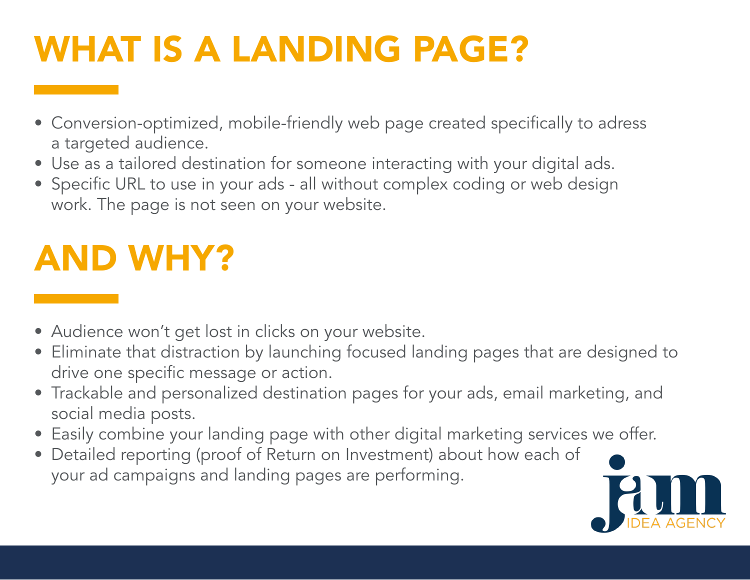# WHAT IS A LANDING PAGE?

- Conversion-optimized, mobile-friendly web page created specifically to adress a targeted audience.
- Use as a tailored destination for someone interacting with your digital ads.
- Specific URL to use in your ads - all without complex coding or web design work. The page is not seen on your website.

# AND WHY?

- Audience won't get lost in clicks on your website.
- Eliminate that distraction by launching focused landing pages that are designed to drive one specific message or action.
- Trackable and personalized destination pages for your ads, email marketing, and social media posts.
- Easily combine your landing page with other digital marketing services we offer.
- Detailed reporting (proof of Return on Investment) about how each of your ad campaigns and landing pages are performing.

jam IDEA AGENCY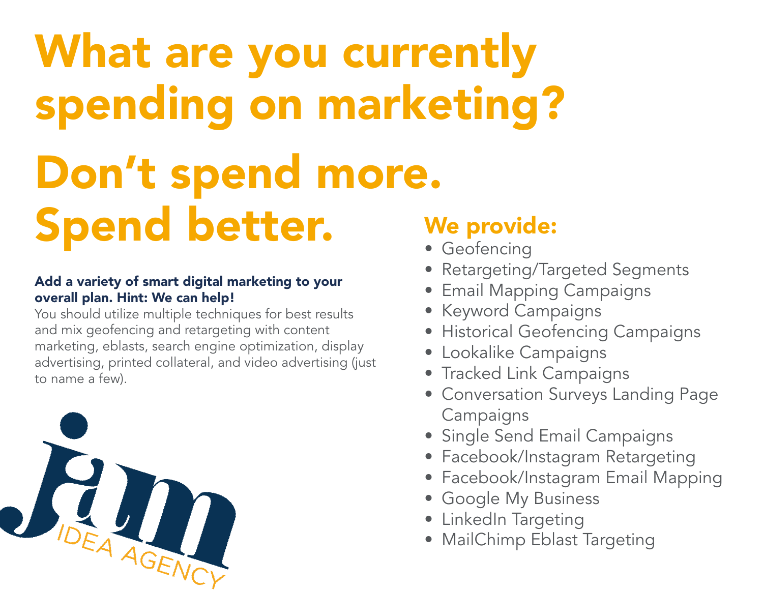# What are you currently spending on marketing?

# Don't spend more. Spend better.

**Add a variety of smart digital marketing to your overall plan. Hint: We can help!**

You should utilize multiple techniques for best results and mix geofencing and retargeting with content marketing, eblasts, search engine optimization, display advertising, printed collateral, and video advertising (just to name a few).

jam IDEA AGENCY

## We provide:

- Geofencing
- Retargeting/Targeted Segments
- Email Mapping Campaigns
- Keyword Campaigns
- Historical Geofencing Campaigns
- Lookalike Campaigns
- Tracked Link Campaigns
- Conversation Surveys Landing Page Campaigns
- Single Send Email Campaigns
- Facebook/Instagram Retargeting
- Facebook/Instagram Email Mapping
- Google My Business
- LinkedIn Targeting
- MailChimp Eblast Targeting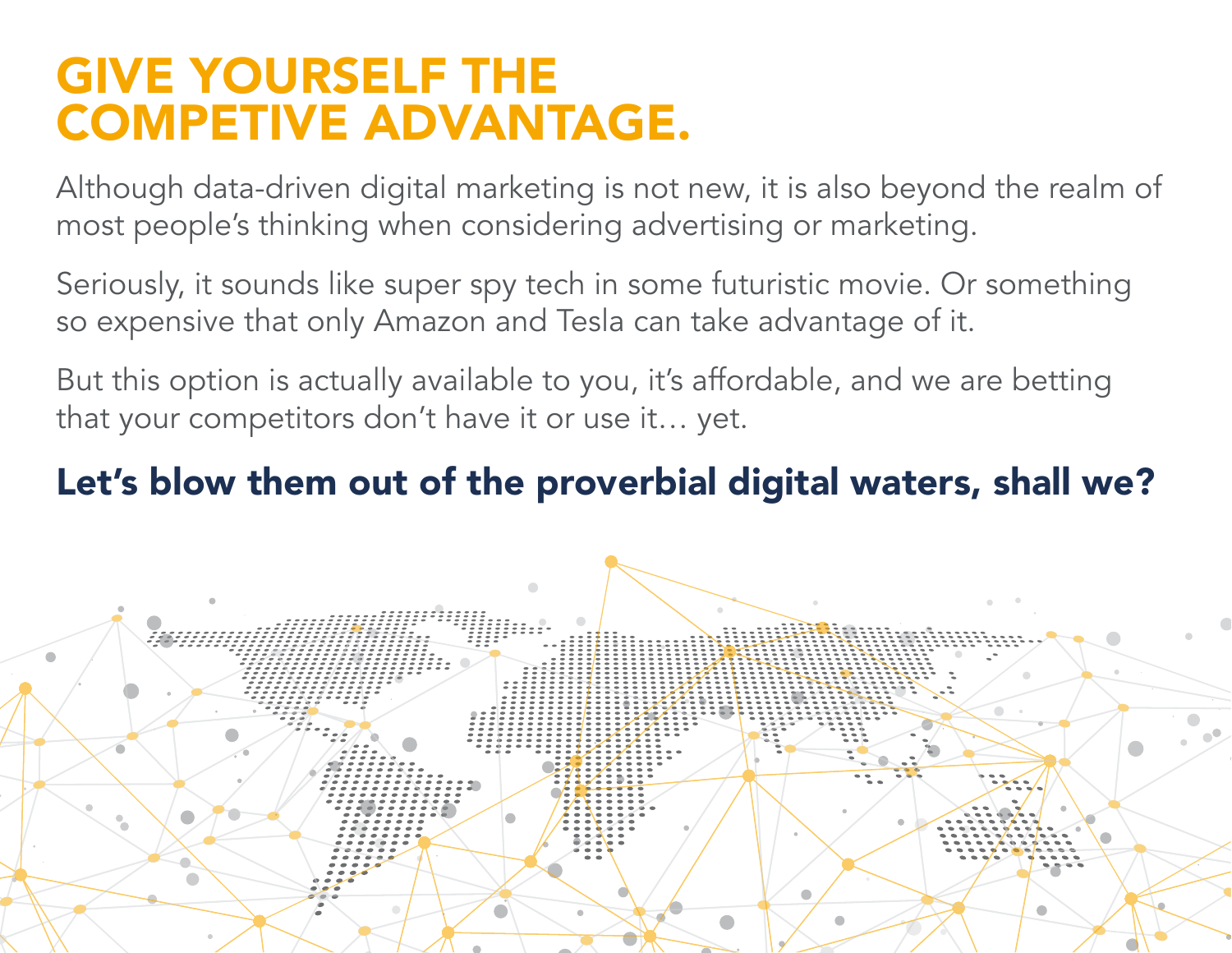# GIVE YOURSELF THE COMPETIVE ADVANTAGE.

Although data-driven digital marketing is not new, it is also beyond the realm of most people's thinking when considering advertising or marketing.

Seriously, it sounds like super spy tech in some futuristic movie. Or something so expensive that only Amazon and Tesla can take advantage of it.

But this option is actually available to you, it's affordable, and we are betting that your competitors don't have it or use it… yet.

## Let's blow them out of the proverbial digital waters, shall we?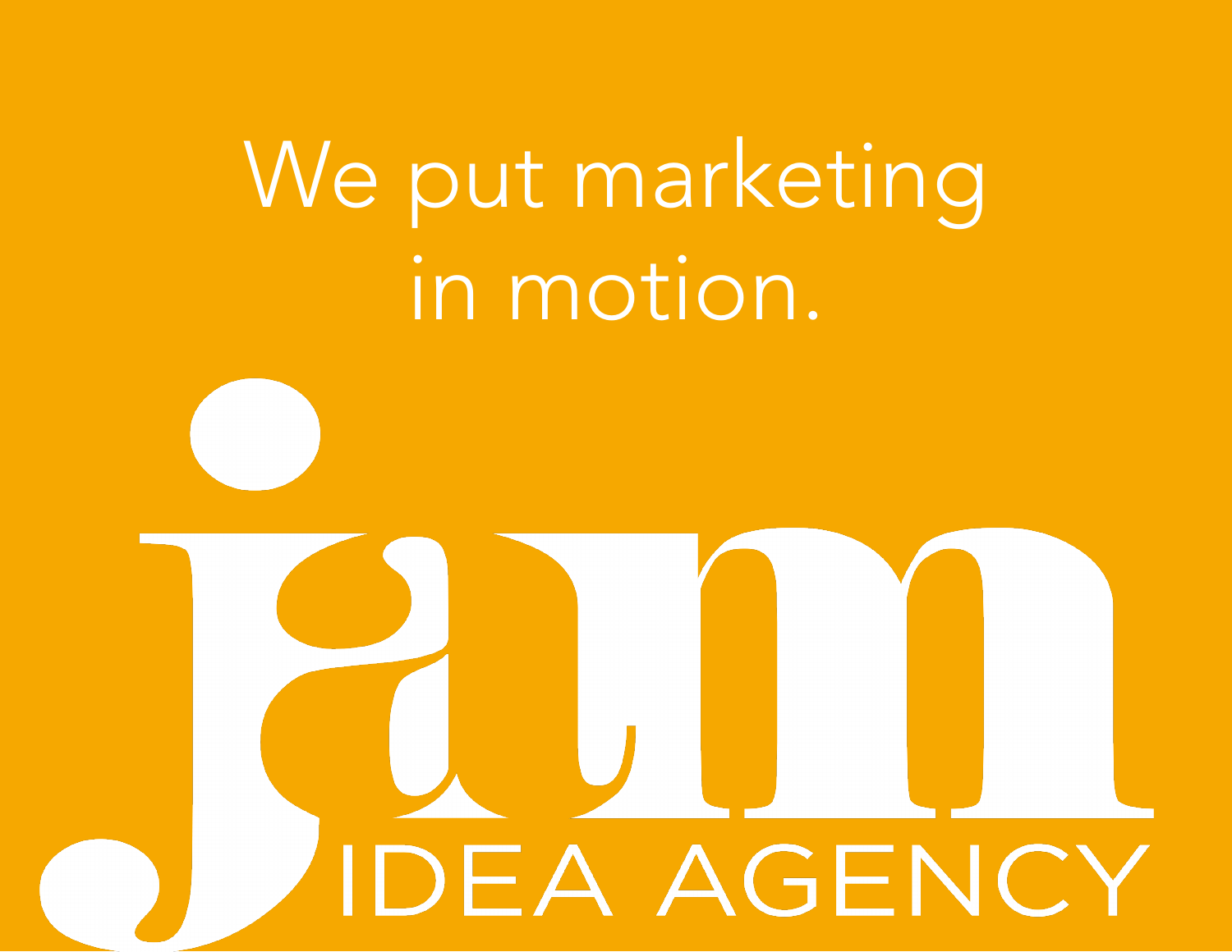We put marketing in motion.

jam

IDEA AGENCY